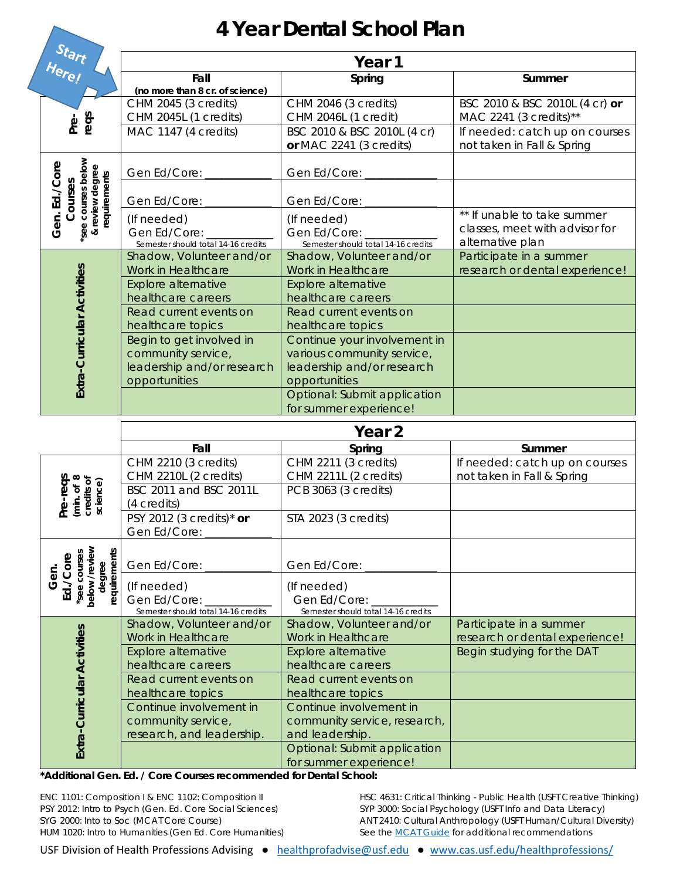# 4 Year Dental School Plan

Start Here!

| | Year 1 | | |
|---|---|---|---|
| | **Fall** (no more than 8 cr. of science) | **Spring** | **Summer** |
| **Pre-reqs** | CHM 2045 (3 credits) CHM 2045L (1 credits) | CHM 2046 (3 credits) CHM 2046L (1 credit) | BSC 2010 & BSC 2010L (4 cr) **or** MAC 2241 (3 credits)** |
| | MAC 1147 (4 credits) | BSC 2010 & BSC 2010L (4 cr) **or** MAC 2241 (3 credits) | If needed: catch up on courses not taken in Fall & Spring |
| **Gen. Ed./Core Courses** *see courses below & review degree requirements | Gen Ed/Core: ___________ | Gen Ed/Core: ___________ | |
| | Gen Ed/Core: ___________ | Gen Ed/Core: ___________ | |
| | (If needed) Gen Ed/Core: ___________ Semester should total 14-16 credits | (If needed) Gen Ed/Core: ___________ Semester should total 14-16 credits | ** If unable to take summer classes, meet with advisor for alternative plan |
| **Extra-Curricular Activities** | Shadow, Volunteer and/or Work in Healthcare | Shadow, Volunteer and/or Work in Healthcare | Participate in a summer research or dental experience! |
| | Explore alternative healthcare careers | Explore alternative healthcare careers | |
| | Read current events on healthcare topics | Read current events on healthcare topics | |
| | Begin to get involved in community service, leadership and/or research opportunities | Continue your involvement in various community service, leadership and/or research opportunities | |
| | | Optional: Submit application for summer experience! | |

| | Year 2 | | |
|---|---|---|---|
| | **Fall** | **Spring** | **Summer** |
| **Pre-reqs** (min. of 8 credits of science) | CHM 2210 (3 credits) CHM 2210L (2 credits) | CHM 2211 (3 credits) CHM 2211L (2 credits) | If needed: catch up on courses not taken in Fall & Spring |
| | BSC 2011 and BSC 2011L (4 credits) | PCB 3063 (3 credits) | |
| | PSY 2012 (3 credits)* **or** Gen Ed/Core: ___________ | STA 2023 (3 credits) | |
| **Gen. Ed./Core** *see courses below/review degree requirements | Gen Ed/Core: ___________ | Gen Ed/Core: ___________ | |
| | (If needed) Gen Ed/Core: ___________ Semester should total 14-16 credits | (If needed) Gen Ed/Core: ___________ Semester should total 14-16 credits | |
| **Extra-Curricular Activities** | Shadow, Volunteer and/or Work in Healthcare | Shadow, Volunteer and/or Work in Healthcare | Participate in a summer research or dental experience! |
| | Explore alternative healthcare careers | Explore alternative healthcare careers | Begin studying for the DAT |
| | Read current events on healthcare topics | Read current events on healthcare topics | |
| | Continue involvement in community service, research, and leadership. | Continue involvement in community service, research, and leadership. | |
| | | Optional: Submit application for summer experience! | |

***Additional Gen. Ed. / Core Courses recommended for Dental School:**

ENC 1101: Composition I & ENC 1102: Composition II
PSY 2012: Intro to Psych (Gen. Ed. Core Social Sciences)
SYG 2000: Into to Soc (MCAT Core Course)
HUM 1020: Intro to Humanities (Gen Ed. Core Humanities)
HSC 4631: Critical Thinking - Public Health (USFT Creative Thinking)
SYP 3000: Social Psychology (USFT Info and Data Literacy)
ANT 2410: Cultural Anthropology (USFT Human/Cultural Diversity)
See the MCAT Guide for additional recommendations

USF Division of Health Professions Advising ● healthprofadvise@usf.edu ● www.cas.usf.edu/healthprofessions/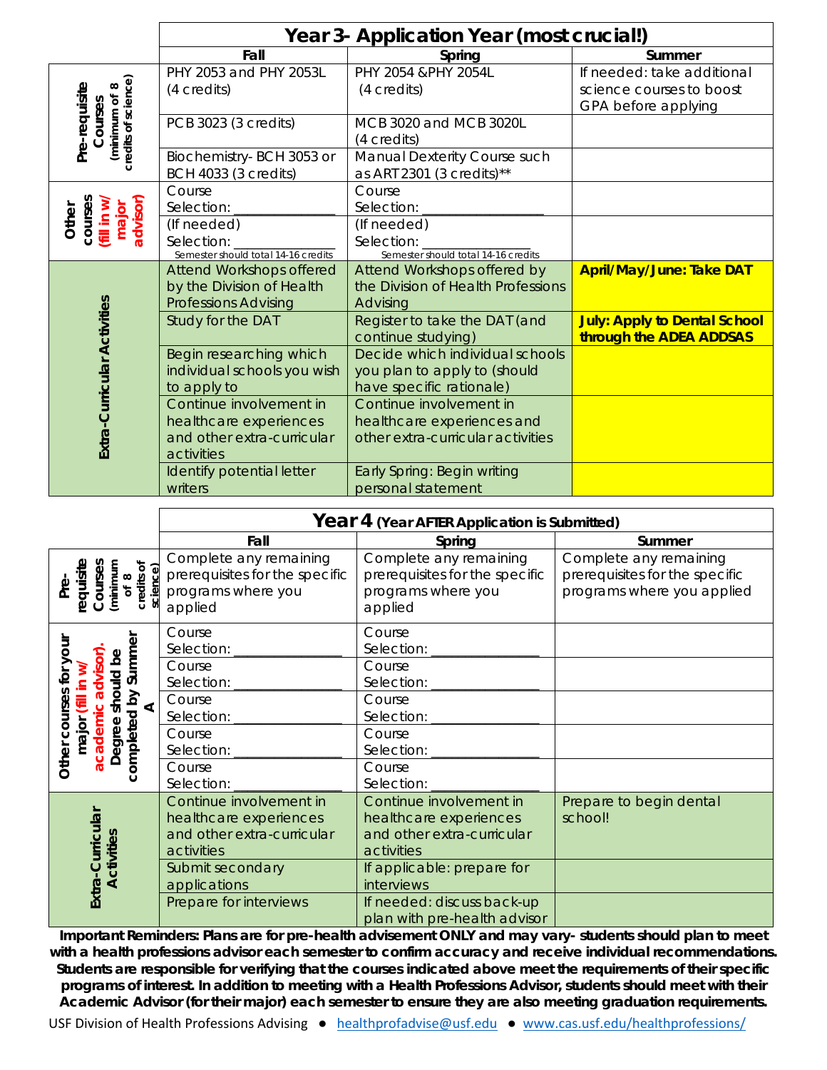| | Year 3- Application Year (most crucial!) | | |
|---|---|---|---|
| | **Fall** | **Spring** | **Summer** |
| **Pre-requisite Courses** (minimum of 8 credits of science) | PHY 2053 and PHY 2053L (4 credits) | PHY 2054 &PHY 2054L (4 credits) | If needed: take additional science courses to boost GPA before applying |
| | PCB 3023 (3 credits) | MCB 3020 and MCB 3020L (4 credits) | |
| | Biochemistry- BCH 3053 or BCH 4033 (3 credits) | Manual Dexterity Course such as ART 2301 (3 credits)** | |
| **Other courses (fill in w/ major advisor)** | Course Selection: ____________ | Course Selection: ____________ | |
| | (If needed) Selection: ____________ Semester should total 14-16 credits | (If needed) Selection: ____________ Semester should total 14-16 credits | |
| **Extra-Curricular Activities** | Attend Workshops offered by the Division of Health Professions Advising | Attend Workshops offered by the Division of Health Professions Advising | **April/May/June: Take DAT** |
| | Study for the DAT | Register to take the DAT (and continue studying) | **July: Apply to Dental School through the ADEA ADDSAS** |
| | Begin researching which individual schools you wish to apply to | Decide which individual schools you plan to apply to (should have specific rationale) | |
| | Continue involvement in healthcare experiences and other extra-curricular activities | Continue involvement in healthcare experiences and other extra-curricular activities | |
| | Identify potential letter writers | Early Spring: Begin writing personal statement | |

| | Year 4 (Year AFTER Application is Submitted) | | |
|---|---|---|---|
| | **Fall** | **Spring** | **Summer** |
| **Pre-requisite Courses** (minimum of 8 credits of science) | Complete any remaining prerequisites for the specific programs where you applied | Complete any remaining prerequisites for the specific programs where you applied | Complete any remaining prerequisites for the specific programs where you applied |
| **Other courses for your major (fill in w/ academic advisor). Degree should be completed by Summer A** | Course Selection: ____________ | Course Selection: ____________ | |
| | Course Selection: ____________ | Course Selection: ____________ | |
| | Course Selection: ____________ | Course Selection: ____________ | |
| | Course Selection: ____________ | Course Selection: ____________ | |
| | Course Selection: ____________ | Course Selection: ____________ | |
| **Extra-Curricular Activities** | Continue involvement in healthcare experiences and other extra-curricular activities | Continue involvement in healthcare experiences and other extra-curricular activities | Prepare to begin dental school! |
| | Submit secondary applications | If applicable: prepare for interviews | |
| | Prepare for interviews | If needed: discuss back-up plan with pre-health advisor | |

**Important Reminders: Plans are for pre-health advisement ONLY and may vary- students should plan to meet with a health professions advisor each semester to confirm accuracy and receive individual recommendations. Students are responsible for verifying that the courses indicated above meet the requirements of their specific programs of interest. In addition to meeting with a Health Professions Advisor, students should meet with their Academic Advisor (for their major) each semester to ensure they are also meeting graduation requirements.**

USF Division of Health Professions Advising ● healthprofadvise@usf.edu ● www.cas.usf.edu/healthprofessions/